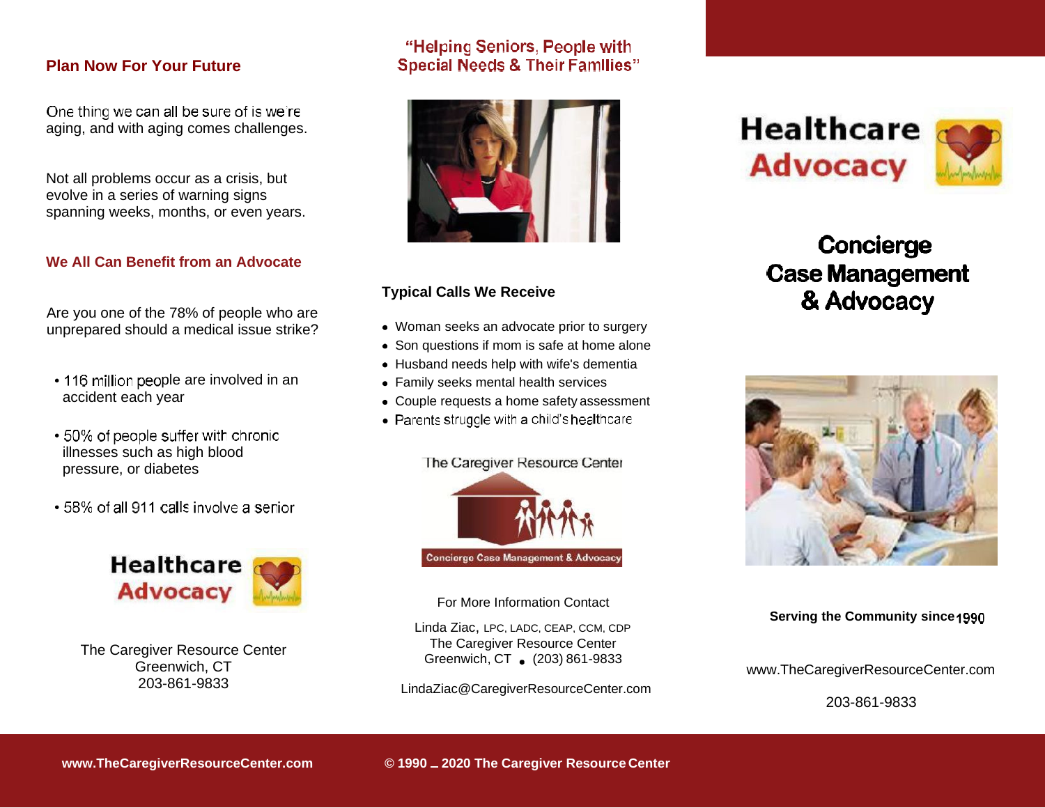## Plan Now For Your Future

One thing we can all be sure of is we're aging, and with aging comes challenges.

Not all problems occur as a crisis, but evolve in a series of warning signs spanning weeks, months, or even years.

## We All Can Benefit from an Advocate

Are you one of the 78% of people who are unprepared should a medical issue strike?

- 116 million people are involved in an accident each year
- 50% of people suffer with chronic illnesses such as high blood pressure, or diabetes
- 58% of all 911 calls involve a senior

**Healthcare Advocacy**

The Caregiver Resource Center
Greenwich, CT
203-861-9833

## "Helping Seniors, People with Special Needs & Their Families"

### Typical Calls We Receive

- Woman seeks an advocate prior to surgery
- Son questions if mom is safe at home alone
- Husband needs help with wife's dementia
- Family seeks mental health services
- Couple requests a home safety assessment
- Parents struggle with a child's healthcare

The Caregiver Resource Center
Concierge Case Management & Advocacy

For More Information Contact

Linda Ziac, LPC, LADC, CEAP, CCM, CDP
The Caregiver Resource Center
Greenwich, CT • (203) 861-9833

LindaZiac@CaregiverResourceCenter.com

# Healthcare Advocacy

## Concierge Case Management & Advocacy

**Serving the Community since 1990**

www.TheCaregiverResourceCenter.com

203-861-9833

**www.TheCaregiverResourceCenter.com** **© 1990 – 2020 The Caregiver Resource Center**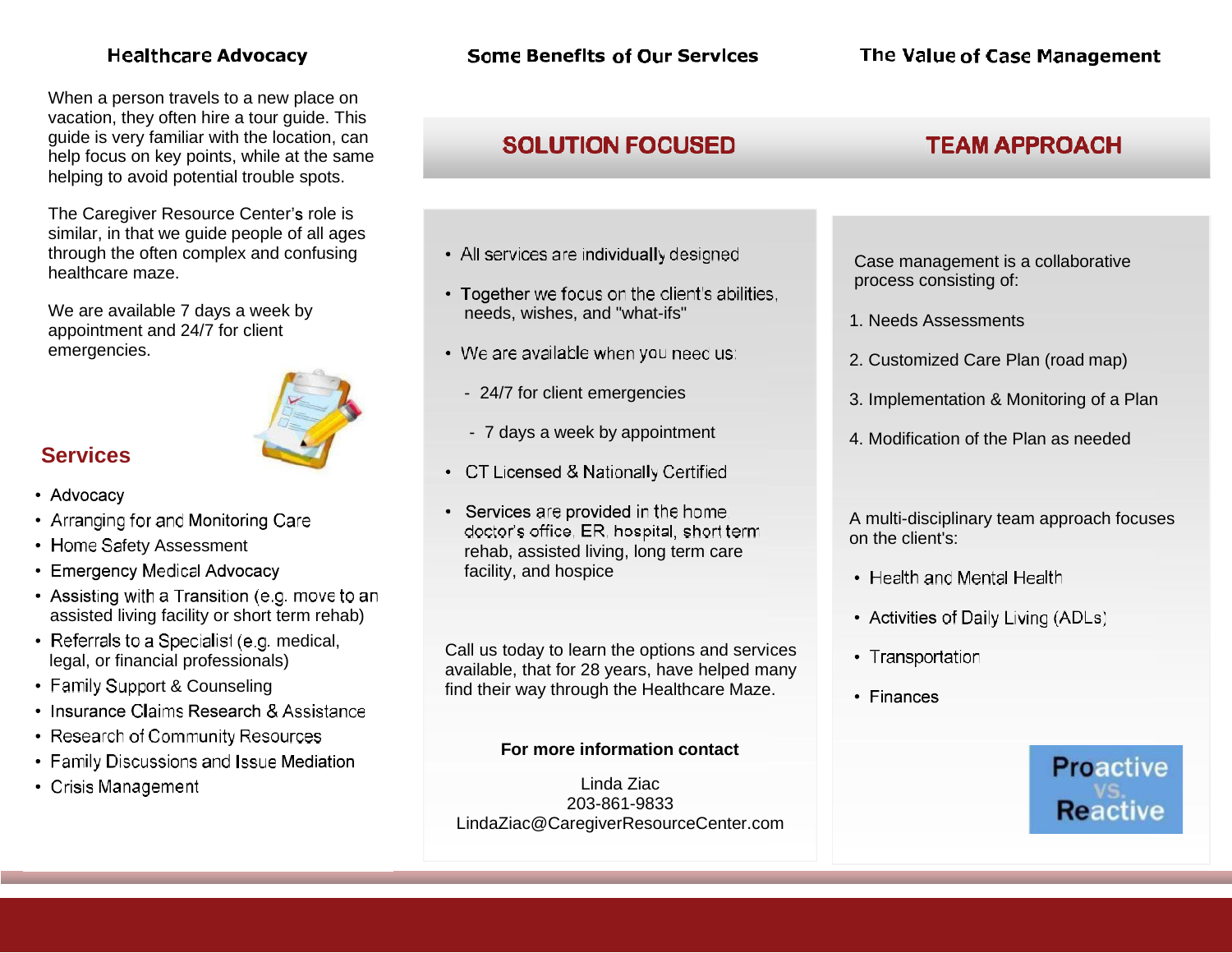## Healthcare Advocacy

When a person travels to a new place on vacation, they often hire a tour guide. This guide is very familiar with the location, can help focus on key points, while at the same helping to avoid potential trouble spots.

The Caregiver Resource Center's role is similar, in that we guide people of all ages through the often complex and confusing healthcare maze.

We are available 7 days a week by appointment and 24/7 for client emergencies.

## Services

- Advocacy
- Arranging for and Monitoring Care
- Home Safety Assessment
- Emergency Medical Advocacy
- Assisting with a Transition (e.g. move to an assisted living facility or short term rehab)
- Referrals to a Specialist (e.g. medical, legal, or financial professionals)
- Family Support & Counseling
- Insurance Claims Research & Assistance
- Research of Community Resources
- Family Discussions and Issue Mediation
- Crisis Management

## Some Benefits of Our Services

### SOLUTION FOCUSED

- All services are individually designed
- Together we focus on the client's abilities, needs, wishes, and "what-ifs"
- We are available when you need us:
  - 24/7 for client emergencies
  - 7 days a week by appointment
- CT Licensed & Nationally Certified
- Services are provided in the home doctor's office, ER, hospital, short term rehab, assisted living, long term care facility, and hospice

Call us today to learn the options and services available, that for 28 years, have helped many find their way through the Healthcare Maze.

**For more information contact**

Linda Ziac
203-861-9833
LindaZiac@CaregiverResourceCenter.com

## The Value of Case Management

### TEAM APPROACH

Case management is a collaborative process consisting of:

1. Needs Assessments
2. Customized Care Plan (road map)
3. Implementation & Monitoring of a Plan
4. Modification of the Plan as needed

A multi-disciplinary team approach focuses on the client's:

- Health and Mental Health
- Activities of Daily Living (ADLs)
- Transportation
- Finances

Proactive vs. Reactive